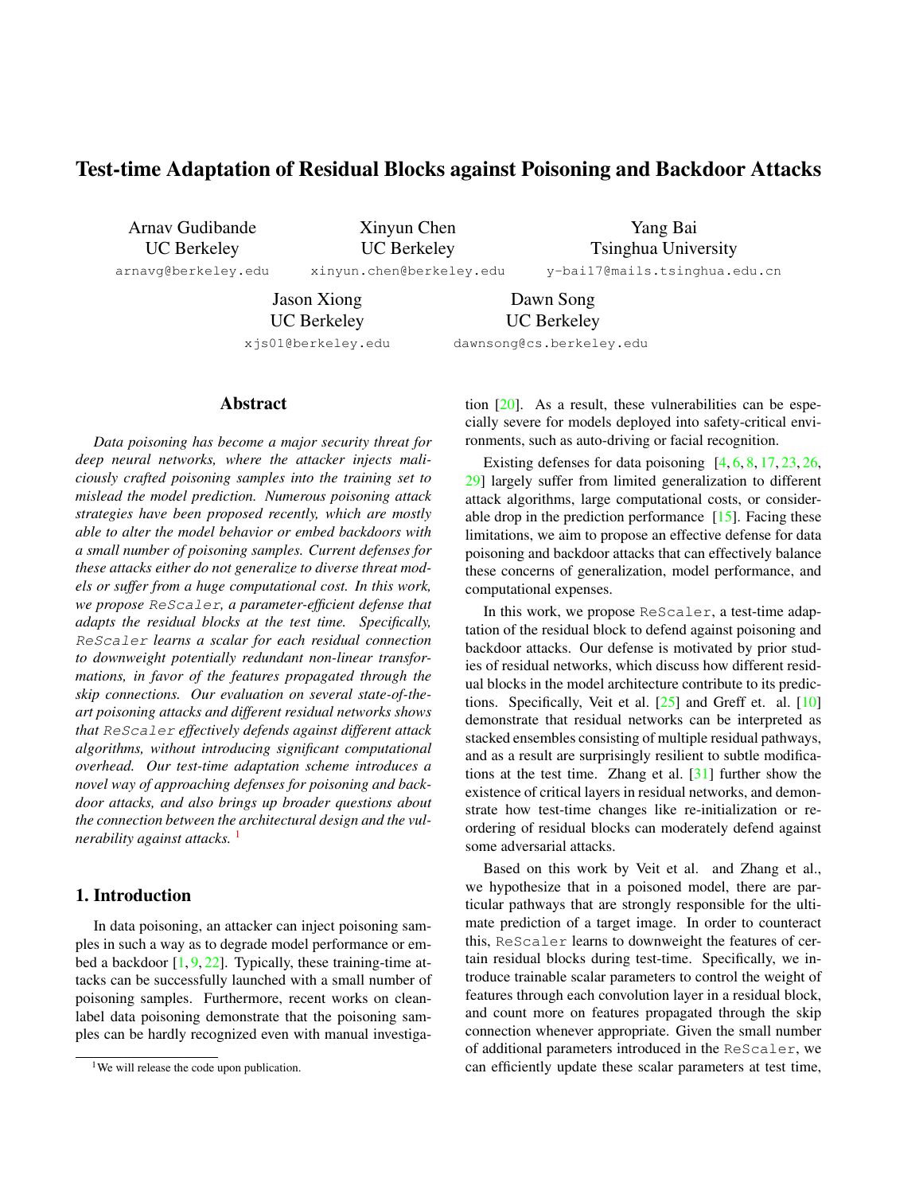# Test-time Adaptation of Residual Blocks against Poisoning and Backdoor Attacks

Arnav Gudibande
UC Berkeley
arnavg@berkeley.edu

Xinyun Chen
UC Berkeley
xinyun.chen@berkeley.edu

Yang Bai
Tsinghua University
y-bai17@mails.tsinghua.edu.cn

Jason Xiong
UC Berkeley
xjs01@berkeley.edu

Dawn Song
UC Berkeley
dawnsong@cs.berkeley.edu

## Abstract

*Data poisoning has become a major security threat for deep neural networks, where the attacker injects maliciously crafted poisoning samples into the training set to mislead the model prediction. Numerous poisoning attack strategies have been proposed recently, which are mostly able to alter the model behavior or embed backdoors with a small number of poisoning samples. Current defenses for these attacks either do not generalize to diverse threat models or suffer from a huge computational cost. In this work, we propose `ReScaler`, a parameter-efficient defense that adapts the residual blocks at the test time. Specifically, `ReScaler` learns a scalar for each residual connection to downweight potentially redundant non-linear transformations, in favor of the features propagated through the skip connections. Our evaluation on several state-of-the-art poisoning attacks and different residual networks shows that `ReScaler` effectively defends against different attack algorithms, without introducing significant computational overhead. Our test-time adaptation scheme introduces a novel way of approaching defenses for poisoning and backdoor attacks, and also brings up broader questions about the connection between the architectural design and the vulnerability against attacks.* [1]

## 1. Introduction

In data poisoning, an attacker can inject poisoning samples in such a way as to degrade model performance or embed a backdoor [1, 9, 22]. Typically, these training-time attacks can be successfully launched with a small number of poisoning samples. Furthermore, recent works on clean-label data poisoning demonstrate that the poisoning samples can be hardly recognized even with manual investigation [20]. As a result, these vulnerabilities can be especially severe for models deployed into safety-critical environments, such as auto-driving or facial recognition.

Existing defenses for data poisoning [4, 6, 8, 17, 23, 26, 29] largely suffer from limited generalization to different attack algorithms, large computational costs, or considerable drop in the prediction performance [15]. Facing these limitations, we aim to propose an effective defense for data poisoning and backdoor attacks that can effectively balance these concerns of generalization, model performance, and computational expenses.

In this work, we propose `ReScaler`, a test-time adaptation of the residual block to defend against poisoning and backdoor attacks. Our defense is motivated by prior studies of residual networks, which discuss how different residual blocks in the model architecture contribute to its predictions. Specifically, Veit et al. [25] and Greff et. al. [10] demonstrate that residual networks can be interpreted as stacked ensembles consisting of multiple residual pathways, and as a result are surprisingly resilient to subtle modifications at the test time. Zhang et al. [31] further show the existence of critical layers in residual networks, and demonstrate how test-time changes like re-initialization or reordering of residual blocks can moderately defend against some adversarial attacks.

Based on this work by Veit et al. and Zhang et al., we hypothesize that in a poisoned model, there are particular pathways that are strongly responsible for the ultimate prediction of a target image. In order to counteract this, `ReScaler` learns to downweight the features of certain residual blocks during test-time. Specifically, we introduce trainable scalar parameters to control the weight of features through each convolution layer in a residual block, and count more on features propagated through the skip connection whenever appropriate. Given the small number of additional parameters introduced in the `ReScaler`, we can efficiently update these scalar parameters at test time,

[1] We will release the code upon publication.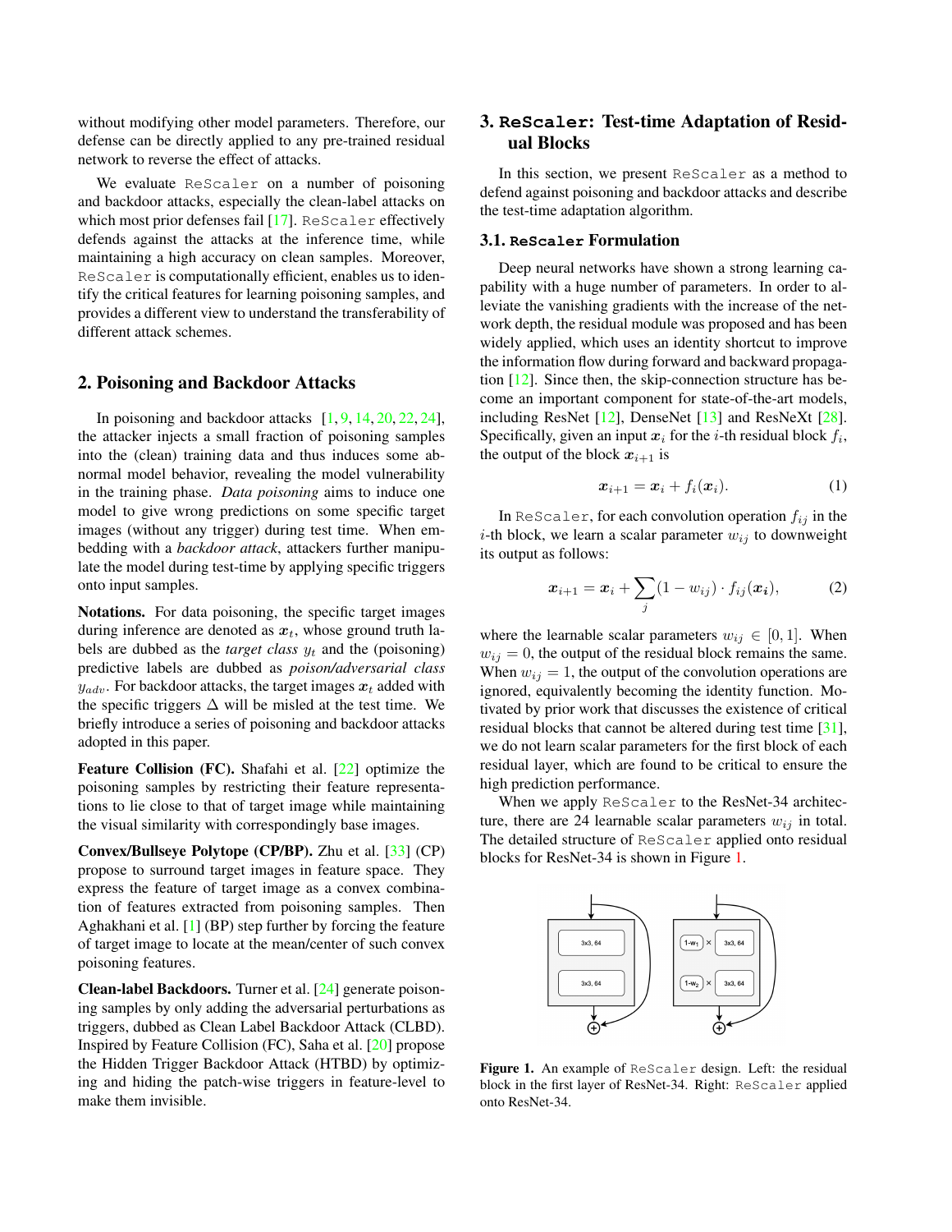without modifying other model parameters. Therefore, our defense can be directly applied to any pre-trained residual network to reverse the effect of attacks.

We evaluate ReScaler on a number of poisoning and backdoor attacks, especially the clean-label attacks on which most prior defenses fail [17]. ReScaler effectively defends against the attacks at the inference time, while maintaining a high accuracy on clean samples. Moreover, ReScaler is computationally efficient, enables us to identify the critical features for learning poisoning samples, and provides a different view to understand the transferability of different attack schemes.

## 2. Poisoning and Backdoor Attacks

In poisoning and backdoor attacks [1, 9, 14, 20, 22, 24], the attacker injects a small fraction of poisoning samples into the (clean) training data and thus induces some abnormal model behavior, revealing the model vulnerability in the training phase. *Data poisoning* aims to induce one model to give wrong predictions on some specific target images (without any trigger) during test time. When embedding with a *backdoor attack*, attackers further manipulate the model during test-time by applying specific triggers onto input samples.

**Notations.** For data poisoning, the specific target images during inference are denoted as $\boldsymbol{x}_t$, whose ground truth labels are dubbed as the *target class* $y_t$ and the (poisoning) predictive labels are dubbed as *poison/adversarial class* $y_{adv}$. For backdoor attacks, the target images $\boldsymbol{x}_t$ added with the specific triggers $\Delta$ will be misled at the test time. We briefly introduce a series of poisoning and backdoor attacks adopted in this paper.

**Feature Collision (FC).** Shafahi et al. [22] optimize the poisoning samples by restricting their feature representations to lie close to that of target image while maintaining the visual similarity with correspondingly base images.

**Convex/Bullseye Polytope (CP/BP).** Zhu et al. [33] (CP) propose to surround target images in feature space. They express the feature of target image as a convex combination of features extracted from poisoning samples. Then Aghakhani et al. [1] (BP) step further by forcing the feature of target image to locate at the mean/center of such convex poisoning features.

**Clean-label Backdoors.** Turner et al. [24] generate poisoning samples by only adding the adversarial perturbations as triggers, dubbed as Clean Label Backdoor Attack (CLBD). Inspired by Feature Collision (FC), Saha et al. [20] propose the Hidden Trigger Backdoor Attack (HTBD) by optimizing and hiding the patch-wise triggers in feature-level to make them invisible.

## 3. ReScaler: Test-time Adaptation of Residual Blocks

In this section, we present ReScaler as a method to defend against poisoning and backdoor attacks and describe the test-time adaptation algorithm.

### 3.1. ReScaler Formulation

Deep neural networks have shown a strong learning capability with a huge number of parameters. In order to alleviate the vanishing gradients with the increase of the network depth, the residual module was proposed and has been widely applied, which uses an identity shortcut to improve the information flow during forward and backward propagation [12]. Since then, the skip-connection structure has become an important component for state-of-the-art models, including ResNet [12], DenseNet [13] and ResNeXt [28]. Specifically, given an input $\boldsymbol{x}_i$ for the $i$-th residual block $f_i$, the output of the block $\boldsymbol{x}_{i+1}$ is

$$\boldsymbol{x}_{i+1} = \boldsymbol{x}_i + f_i(\boldsymbol{x}_i). \tag{1}$$

In ReScaler, for each convolution operation $f_{ij}$ in the $i$-th block, we learn a scalar parameter $w_{ij}$ to downweight its output as follows:

$$\boldsymbol{x}_{i+1} = \boldsymbol{x}_i + \sum_j (1 - w_{ij}) \cdot f_{ij}(\boldsymbol{x}_i), \tag{2}$$

where the learnable scalar parameters $w_{ij} \in [0, 1]$. When $w_{ij} = 0$, the output of the residual block remains the same. When $w_{ij} = 1$, the output of the convolution operations are ignored, equivalently becoming the identity function. Motivated by prior work that discusses the existence of critical residual blocks that cannot be altered during test time [31], we do not learn scalar parameters for the first block of each residual layer, which are found to be critical to ensure the high prediction performance.

When we apply ReScaler to the ResNet-34 architecture, there are 24 learnable scalar parameters $w_{ij}$ in total. The detailed structure of ReScaler applied onto residual blocks for ResNet-34 is shown in Figure 1.

Figure 1. An example of ReScaler design. Left: the residual block in the first layer of ResNet-34. Right: ReScaler applied onto ResNet-34.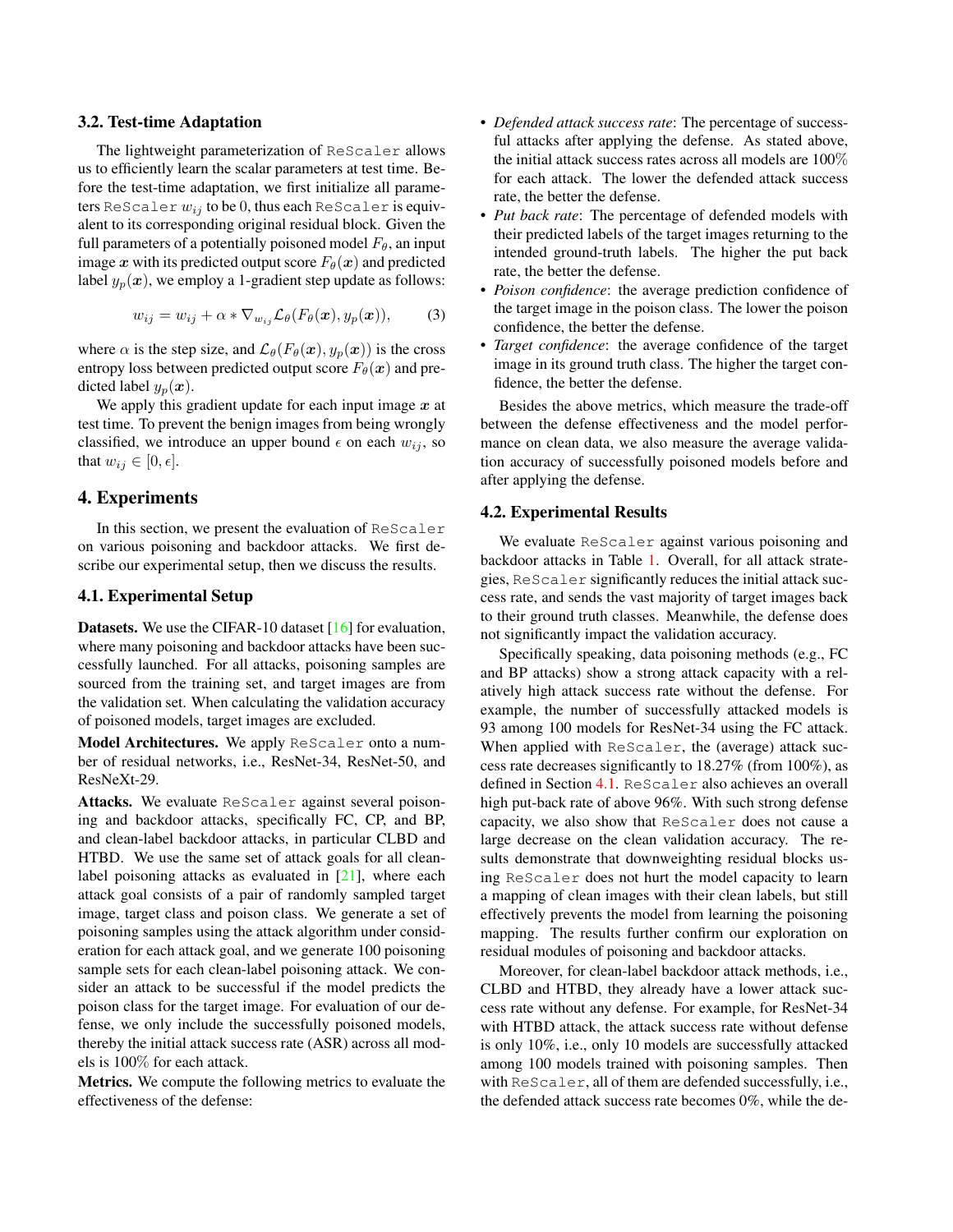### 3.2. Test-time Adaptation

The lightweight parameterization of `ReScaler` allows us to efficiently learn the scalar parameters at test time. Before the test-time adaptation, we first initialize all parameters `ReScaler` $w_{ij}$ to be 0, thus each `ReScaler` is equivalent to its corresponding original residual block. Given the full parameters of a potentially poisoned model $F_\theta$, an input image $\boldsymbol{x}$ with its predicted output score $F_\theta(\boldsymbol{x})$ and predicted label $y_p(\boldsymbol{x})$, we employ a 1-gradient step update as follows:

$$w_{ij} = w_{ij} + \alpha * \nabla_{w_{ij}} \mathcal{L}_\theta(F_\theta(\boldsymbol{x}), y_p(\boldsymbol{x})), \qquad (3)$$

where $\alpha$ is the step size, and $\mathcal{L}_\theta(F_\theta(\boldsymbol{x}), y_p(\boldsymbol{x}))$ is the cross entropy loss between predicted output score $F_\theta(\boldsymbol{x})$ and predicted label $y_p(\boldsymbol{x})$.

We apply this gradient update for each input image $\boldsymbol{x}$ at test time. To prevent the benign images from being wrongly classified, we introduce an upper bound $\epsilon$ on each $w_{ij}$, so that $w_{ij} \in [0, \epsilon]$.

## 4. Experiments

In this section, we present the evaluation of `ReScaler` on various poisoning and backdoor attacks. We first describe our experimental setup, then we discuss the results.

### 4.1. Experimental Setup

**Datasets.** We use the CIFAR-10 dataset [16] for evaluation, where many poisoning and backdoor attacks have been successfully launched. For all attacks, poisoning samples are sourced from the training set, and target images are from the validation set. When calculating the validation accuracy of poisoned models, target images are excluded.

**Model Architectures.** We apply `ReScaler` onto a number of residual networks, i.e., ResNet-34, ResNet-50, and ResNeXt-29.

**Attacks.** We evaluate `ReScaler` against several poisoning and backdoor attacks, specifically FC, CP, and BP, and clean-label backdoor attacks, in particular CLBD and HTBD. We use the same set of attack goals for all clean-label poisoning attacks as evaluated in [21], where each attack goal consists of a pair of randomly sampled target image, target class and poison class. We generate a set of poisoning samples using the attack algorithm under consideration for each attack goal, and we generate 100 poisoning sample sets for each clean-label poisoning attack. We consider an attack to be successful if the model predicts the poison class for the target image. For evaluation of our defense, we only include the successfully poisoned models, thereby the initial attack success rate (ASR) across all models is 100% for each attack.

**Metrics.** We compute the following metrics to evaluate the effectiveness of the defense:

- *Defended attack success rate*: The percentage of successful attacks after applying the defense. As stated above, the initial attack success rates across all models are 100% for each attack. The lower the defended attack success rate, the better the defense.
- *Put back rate*: The percentage of defended models with their predicted labels of the target images returning to the intended ground-truth labels. The higher the put back rate, the better the defense.
- *Poison confidence*: the average prediction confidence of the target image in the poison class. The lower the poison confidence, the better the defense.
- *Target confidence*: the average confidence of the target image in its ground truth class. The higher the target confidence, the better the defense.

Besides the above metrics, which measure the trade-off between the defense effectiveness and the model performance on clean data, we also measure the average validation accuracy of successfully poisoned models before and after applying the defense.

### 4.2. Experimental Results

We evaluate `ReScaler` against various poisoning and backdoor attacks in Table 1. Overall, for all attack strategies, `ReScaler` significantly reduces the initial attack success rate, and sends the vast majority of target images back to their ground truth classes. Meanwhile, the defense does not significantly impact the validation accuracy.

Specifically speaking, data poisoning methods (e.g., FC and BP attacks) show a strong attack capacity with a relatively high attack success rate without the defense. For example, the number of successfully attacked models is 93 among 100 models for ResNet-34 using the FC attack. When applied with `ReScaler`, the (average) attack success rate decreases significantly to 18.27% (from 100%), as defined in Section 4.1. `ReScaler` also achieves an overall high put-back rate of above 96%. With such strong defense capacity, we also show that `ReScaler` does not cause a large decrease on the clean validation accuracy. The results demonstrate that downweighting residual blocks using `ReScaler` does not hurt the model capacity to learn a mapping of clean images with their clean labels, but still effectively prevents the model from learning the poisoning mapping. The results further confirm our exploration on residual modules of poisoning and backdoor attacks.

Moreover, for clean-label backdoor attack methods, i.e., CLBD and HTBD, they already have a lower attack success rate without any defense. For example, for ResNet-34 with HTBD attack, the attack success rate without defense is only 10%, i.e., only 10 models are successfully attacked among 100 models trained with poisoning samples. Then with `ReScaler`, all of them are defended successfully, i.e., the defended attack success rate becomes 0%, while the de-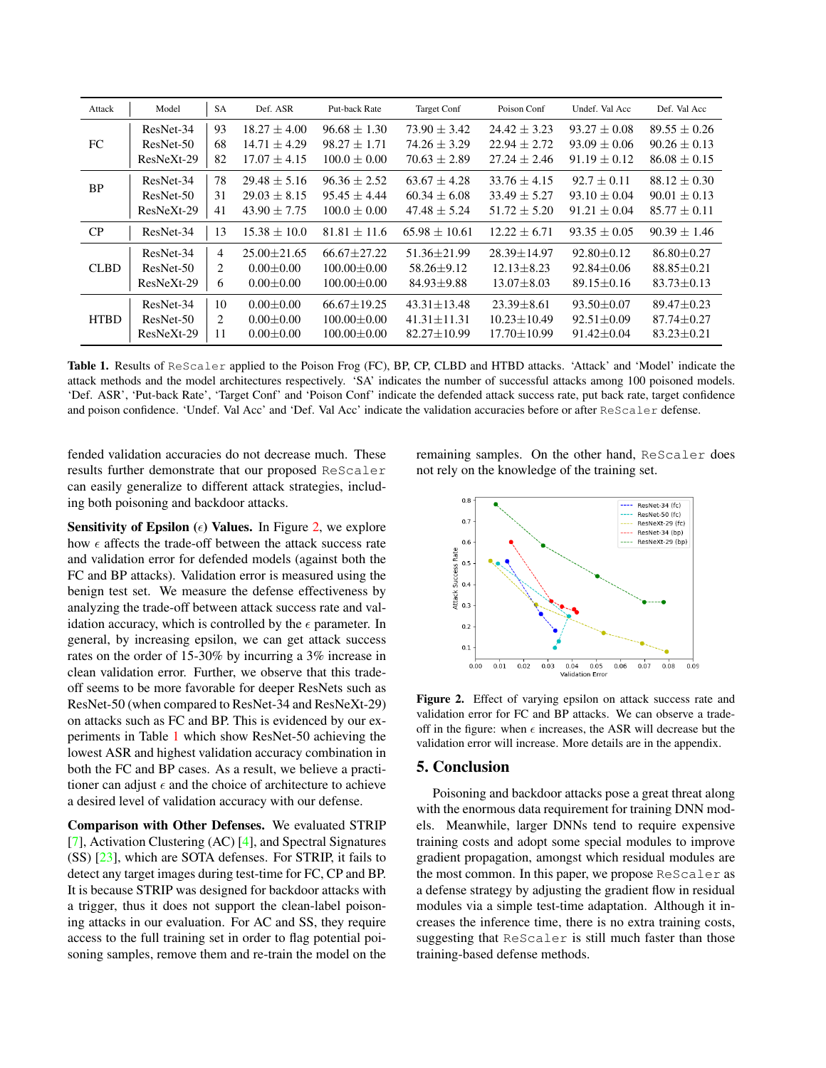| Attack | Model | SA | Def. ASR | Put-back Rate | Target Conf | Poison Conf | Undef. Val Acc | Def. Val Acc |
|---|---|---|---|---|---|---|---|---|
| FC | ResNet-34 | 93 | 18.27 ± 4.00 | 96.68 ± 1.30 | 73.90 ± 3.42 | 24.42 ± 3.23 | 93.27 ± 0.08 | 89.55 ± 0.26 |
| | ResNet-50 | 68 | 14.71 ± 4.29 | 98.27 ± 1.71 | 74.26 ± 3.29 | 22.94 ± 2.72 | 93.09 ± 0.06 | 90.26 ± 0.13 |
| | ResNeXt-29 | 82 | 17.07 ± 4.15 | 100.0 ± 0.00 | 70.63 ± 2.89 | 27.24 ± 2.46 | 91.19 ± 0.12 | 86.08 ± 0.15 |
| BP | ResNet-34 | 78 | 29.48 ± 5.16 | 96.36 ± 2.52 | 63.67 ± 4.28 | 33.76 ± 4.15 | 92.7 ± 0.11 | 88.12 ± 0.30 |
| | ResNet-50 | 31 | 29.03 ± 8.15 | 95.45 ± 4.44 | 60.34 ± 6.08 | 33.49 ± 5.27 | 93.10 ± 0.04 | 90.01 ± 0.13 |
| | ResNeXt-29 | 41 | 43.90 ± 7.75 | 100.0 ± 0.00 | 47.48 ± 5.24 | 51.72 ± 5.20 | 91.21 ± 0.04 | 85.77 ± 0.11 |
| CP | ResNet-34 | 13 | 15.38 ± 10.0 | 81.81 ± 11.6 | 65.98 ± 10.61 | 12.22 ± 6.71 | 93.35 ± 0.05 | 90.39 ± 1.46 |
| CLBD | ResNet-34 | 4 | 25.00±21.65 | 66.67±27.22 | 51.36±21.99 | 28.39±14.97 | 92.80±0.12 | 86.80±0.27 |
| | ResNet-50 | 2 | 0.00±0.00 | 100.00±0.00 | 58.26±9.12 | 12.13±8.23 | 92.84±0.06 | 88.85±0.21 |
| | ResNeXt-29 | 6 | 0.00±0.00 | 100.00±0.00 | 84.93±9.88 | 13.07±8.03 | 89.15±0.16 | 83.73±0.13 |
| HTBD | ResNet-34 | 10 | 0.00±0.00 | 66.67±19.25 | 43.31±13.48 | 23.39±8.61 | 93.50±0.07 | 89.47±0.23 |
| | ResNet-50 | 2 | 0.00±0.00 | 100.00±0.00 | 41.31±11.31 | 10.23±10.49 | 92.51±0.09 | 87.74±0.27 |
| | ResNeXt-29 | 11 | 0.00±0.00 | 100.00±0.00 | 82.27±10.99 | 17.70±10.99 | 91.42±0.04 | 83.23±0.21 |

**Table 1.** Results of ReScaler applied to the Poison Frog (FC), BP, CP, CLBD and HTBD attacks. 'Attack' and 'Model' indicate the attack methods and the model architectures respectively. 'SA' indicates the number of successful attacks among 100 poisoned models. 'Def. ASR', 'Put-back Rate', 'Target Conf' and 'Poison Conf' indicate the defended attack success rate, put back rate, target confidence and poison confidence. 'Undef. Val Acc' and 'Def. Val Acc' indicate the validation accuracies before or after ReScaler defense.

fended validation accuracies do not decrease much. These results further demonstrate that our proposed ReScaler can easily generalize to different attack strategies, including both poisoning and backdoor attacks.

**Sensitivity of Epsilon ($\epsilon$) Values.** In Figure 2, we explore how $\epsilon$ affects the trade-off between the attack success rate and validation error for defended models (against both the FC and BP attacks). Validation error is measured using the benign test set. We measure the defense effectiveness by analyzing the trade-off between attack success rate and validation accuracy, which is controlled by the $\epsilon$ parameter. In general, by increasing epsilon, we can get attack success rates on the order of 15-30% by incurring a 3% increase in clean validation error. Further, we observe that this trade-off seems to be more favorable for deeper ResNets such as ResNet-50 (when compared to ResNet-34 and ResNeXt-29) on attacks such as FC and BP. This is evidenced by our experiments in Table 1 which show ResNet-50 achieving the lowest ASR and highest validation accuracy combination in both the FC and BP cases. As a result, we believe a practitioner can adjust $\epsilon$ and the choice of architecture to achieve a desired level of validation accuracy with our defense.

**Comparison with Other Defenses.** We evaluated STRIP [7], Activation Clustering (AC) [4], and Spectral Signatures (SS) [23], which are SOTA defenses. For STRIP, it fails to detect any target images during test-time for FC, CP and BP. It is because STRIP was designed for backdoor attacks with a trigger, thus it does not support the clean-label poisoning attacks in our evaluation. For AC and SS, they require access to the full training set in order to flag potential poisoning samples, remove them and re-train the model on the remaining samples. On the other hand, ReScaler does not rely on the knowledge of the training set.

**Figure 2.** Effect of varying epsilon on attack success rate and validation error for FC and BP attacks. We can observe a trade-off in the figure: when $\epsilon$ increases, the ASR will decrease but the validation error will increase. More details are in the appendix.

## 5. Conclusion

Poisoning and backdoor attacks pose a great threat along with the enormous data requirement for training DNN models. Meanwhile, larger DNNs tend to require expensive training costs and adopt some special modules to improve gradient propagation, amongst which residual modules are the most common. In this paper, we propose ReScaler as a defense strategy by adjusting the gradient flow in residual modules via a simple test-time adaptation. Although it increases the inference time, there is no extra training costs, suggesting that ReScaler is still much faster than those training-based defense methods.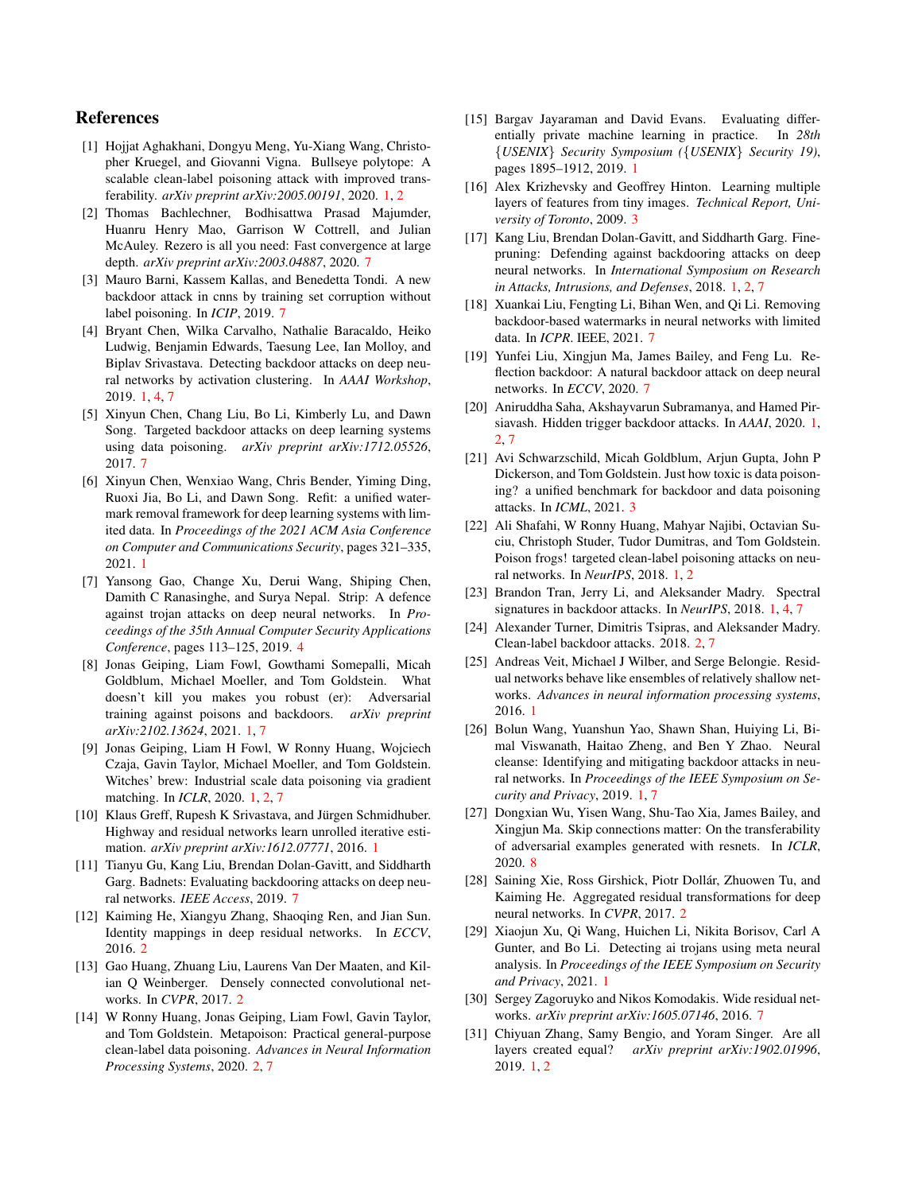## References

[1] Hojjat Aghakhani, Dongyu Meng, Yu-Xiang Wang, Christopher Kruegel, and Giovanni Vigna. Bullseye polytope: A scalable clean-label poisoning attack with improved transferability. *arXiv preprint arXiv:2005.00191*, 2020. 1, 2

[2] Thomas Bachlechner, Bodhisattwa Prasad Majumder, Huanru Henry Mao, Garrison W Cottrell, and Julian McAuley. Rezero is all you need: Fast convergence at large depth. *arXiv preprint arXiv:2003.04887*, 2020. 7

[3] Mauro Barni, Kassem Kallas, and Benedetta Tondi. A new backdoor attack in cnns by training set corruption without label poisoning. In *ICIP*, 2019. 7

[4] Bryant Chen, Wilka Carvalho, Nathalie Baracaldo, Heiko Ludwig, Benjamin Edwards, Taesung Lee, Ian Molloy, and Biplav Srivastava. Detecting backdoor attacks on deep neural networks by activation clustering. In *AAAI Workshop*, 2019. 1, 4, 7

[5] Xinyun Chen, Chang Liu, Bo Li, Kimberly Lu, and Dawn Song. Targeted backdoor attacks on deep learning systems using data poisoning. *arXiv preprint arXiv:1712.05526*, 2017. 7

[6] Xinyun Chen, Wenxiao Wang, Chris Bender, Yiming Ding, Ruoxi Jia, Bo Li, and Dawn Song. Refit: a unified watermark removal framework for deep learning systems with limited data. In *Proceedings of the 2021 ACM Asia Conference on Computer and Communications Security*, pages 321–335, 2021. 1

[7] Yansong Gao, Change Xu, Derui Wang, Shiping Chen, Damith C Ranasinghe, and Surya Nepal. Strip: A defence against trojan attacks on deep neural networks. In *Proceedings of the 35th Annual Computer Security Applications Conference*, pages 113–125, 2019. 4

[8] Jonas Geiping, Liam Fowl, Gowthami Somepalli, Micah Goldblum, Michael Moeller, and Tom Goldstein. What doesn't kill you makes you robust (er): Adversarial training against poisons and backdoors. *arXiv preprint arXiv:2102.13624*, 2021. 1, 7

[9] Jonas Geiping, Liam H Fowl, W Ronny Huang, Wojciech Czaja, Gavin Taylor, Michael Moeller, and Tom Goldstein. Witches' brew: Industrial scale data poisoning via gradient matching. In *ICLR*, 2020. 1, 2, 7

[10] Klaus Greff, Rupesh K Srivastava, and Jürgen Schmidhuber. Highway and residual networks learn unrolled iterative estimation. *arXiv preprint arXiv:1612.07771*, 2016. 1

[11] Tianyu Gu, Kang Liu, Brendan Dolan-Gavitt, and Siddharth Garg. Badnets: Evaluating backdooring attacks on deep neural networks. *IEEE Access*, 2019. 7

[12] Kaiming He, Xiangyu Zhang, Shaoqing Ren, and Jian Sun. Identity mappings in deep residual networks. In *ECCV*, 2016. 2

[13] Gao Huang, Zhuang Liu, Laurens Van Der Maaten, and Kilian Q Weinberger. Densely connected convolutional networks. In *CVPR*, 2017. 2

[14] W Ronny Huang, Jonas Geiping, Liam Fowl, Gavin Taylor, and Tom Goldstein. Metapoison: Practical general-purpose clean-label data poisoning. *Advances in Neural Information Processing Systems*, 2020. 2, 7

[15] Bargav Jayaraman and David Evans. Evaluating differentially private machine learning in practice. In *28th {USENIX} Security Symposium ({USENIX} Security 19)*, pages 1895–1912, 2019. 1

[16] Alex Krizhevsky and Geoffrey Hinton. Learning multiple layers of features from tiny images. *Technical Report, University of Toronto*, 2009. 3

[17] Kang Liu, Brendan Dolan-Gavitt, and Siddharth Garg. Fine-pruning: Defending against backdooring attacks on deep neural networks. In *International Symposium on Research in Attacks, Intrusions, and Defenses*, 2018. 1, 2, 7

[18] Xuankai Liu, Fengting Li, Bihan Wen, and Qi Li. Removing backdoor-based watermarks in neural networks with limited data. In *ICPR*. IEEE, 2021. 7

[19] Yunfei Liu, Xingjun Ma, James Bailey, and Feng Lu. Reflection backdoor: A natural backdoor attack on deep neural networks. In *ECCV*, 2020. 7

[20] Aniruddha Saha, Akshayvarun Subramanya, and Hamed Pirsiavash. Hidden trigger backdoor attacks. In *AAAI*, 2020. 1, 2, 7

[21] Avi Schwarzschild, Micah Goldblum, Arjun Gupta, John P Dickerson, and Tom Goldstein. Just how toxic is data poisoning? a unified benchmark for backdoor and data poisoning attacks. In *ICML*, 2021. 3

[22] Ali Shafahi, W Ronny Huang, Mahyar Najibi, Octavian Suciu, Christoph Studer, Tudor Dumitras, and Tom Goldstein. Poison frogs! targeted clean-label poisoning attacks on neural networks. In *NeurIPS*, 2018. 1, 2

[23] Brandon Tran, Jerry Li, and Aleksander Madry. Spectral signatures in backdoor attacks. In *NeurIPS*, 2018. 1, 4, 7

[24] Alexander Turner, Dimitris Tsipras, and Aleksander Madry. Clean-label backdoor attacks. 2018. 2, 7

[25] Andreas Veit, Michael J Wilber, and Serge Belongie. Residual networks behave like ensembles of relatively shallow networks. *Advances in neural information processing systems*, 2016. 1

[26] Bolun Wang, Yuanshun Yao, Shawn Shan, Huiying Li, Bimal Viswanath, Haitao Zheng, and Ben Y Zhao. Neural cleanse: Identifying and mitigating backdoor attacks in neural networks. In *Proceedings of the IEEE Symposium on Security and Privacy*, 2019. 1, 7

[27] Dongxian Wu, Yisen Wang, Shu-Tao Xia, James Bailey, and Xingjun Ma. Skip connections matter: On the transferability of adversarial examples generated with resnets. In *ICLR*, 2020. 8

[28] Saining Xie, Ross Girshick, Piotr Dollár, Zhuowen Tu, and Kaiming He. Aggregated residual transformations for deep neural networks. In *CVPR*, 2017. 2

[29] Xiaojun Xu, Qi Wang, Huichen Li, Nikita Borisov, Carl A Gunter, and Bo Li. Detecting ai trojans using meta neural analysis. In *Proceedings of the IEEE Symposium on Security and Privacy*, 2021. 1

[30] Sergey Zagoruyko and Nikos Komodakis. Wide residual networks. *arXiv preprint arXiv:1605.07146*, 2016. 7

[31] Chiyuan Zhang, Samy Bengio, and Yoram Singer. Are all layers created equal? *arXiv preprint arXiv:1902.01996*, 2019. 1, 2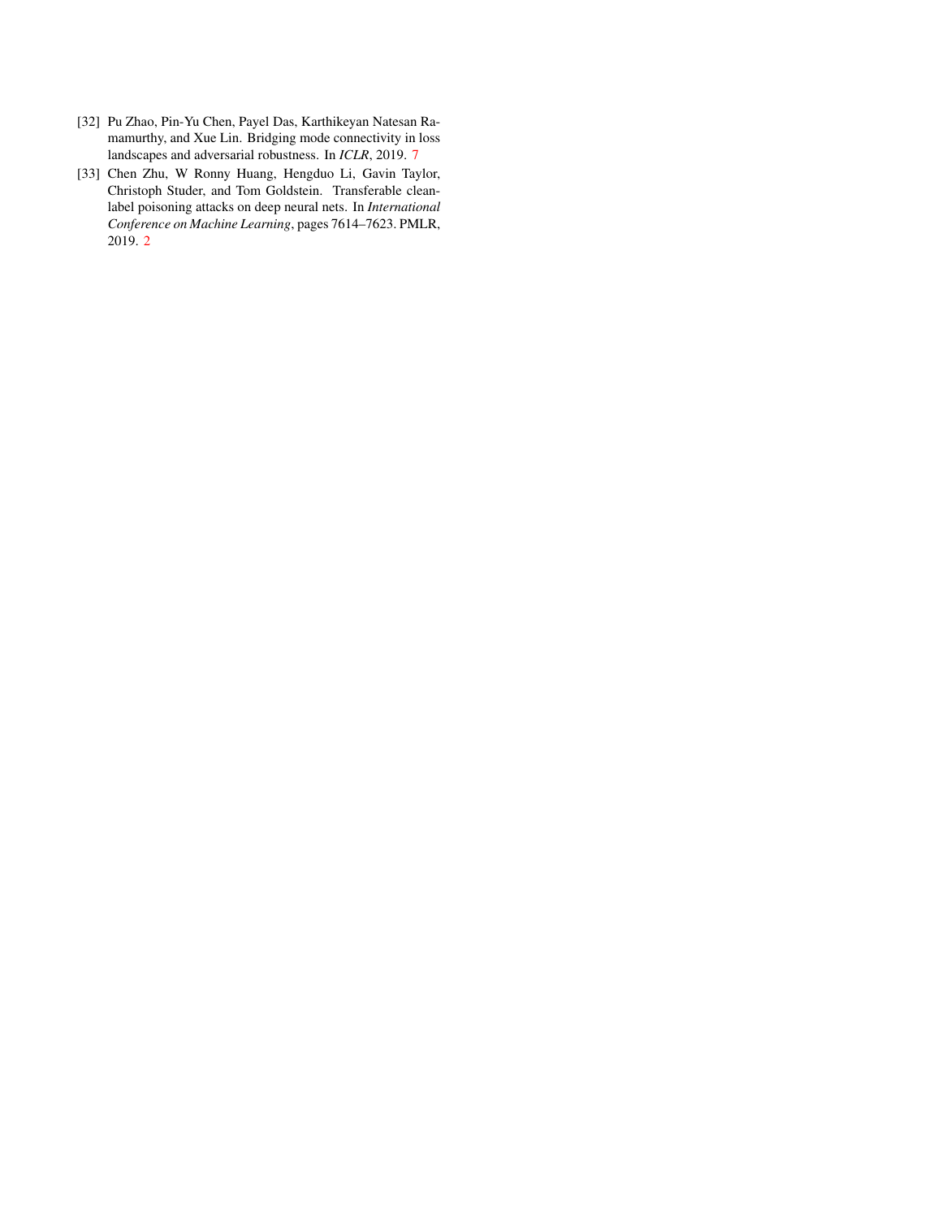[32] Pu Zhao, Pin-Yu Chen, Payel Das, Karthikeyan Natesan Ramamurthy, and Xue Lin. Bridging mode connectivity in loss landscapes and adversarial robustness. In *ICLR*, 2019. 7

[33] Chen Zhu, W Ronny Huang, Hengduo Li, Gavin Taylor, Christoph Studer, and Tom Goldstein. Transferable clean-label poisoning attacks on deep neural nets. In *International Conference on Machine Learning*, pages 7614–7623. PMLR, 2019. 2